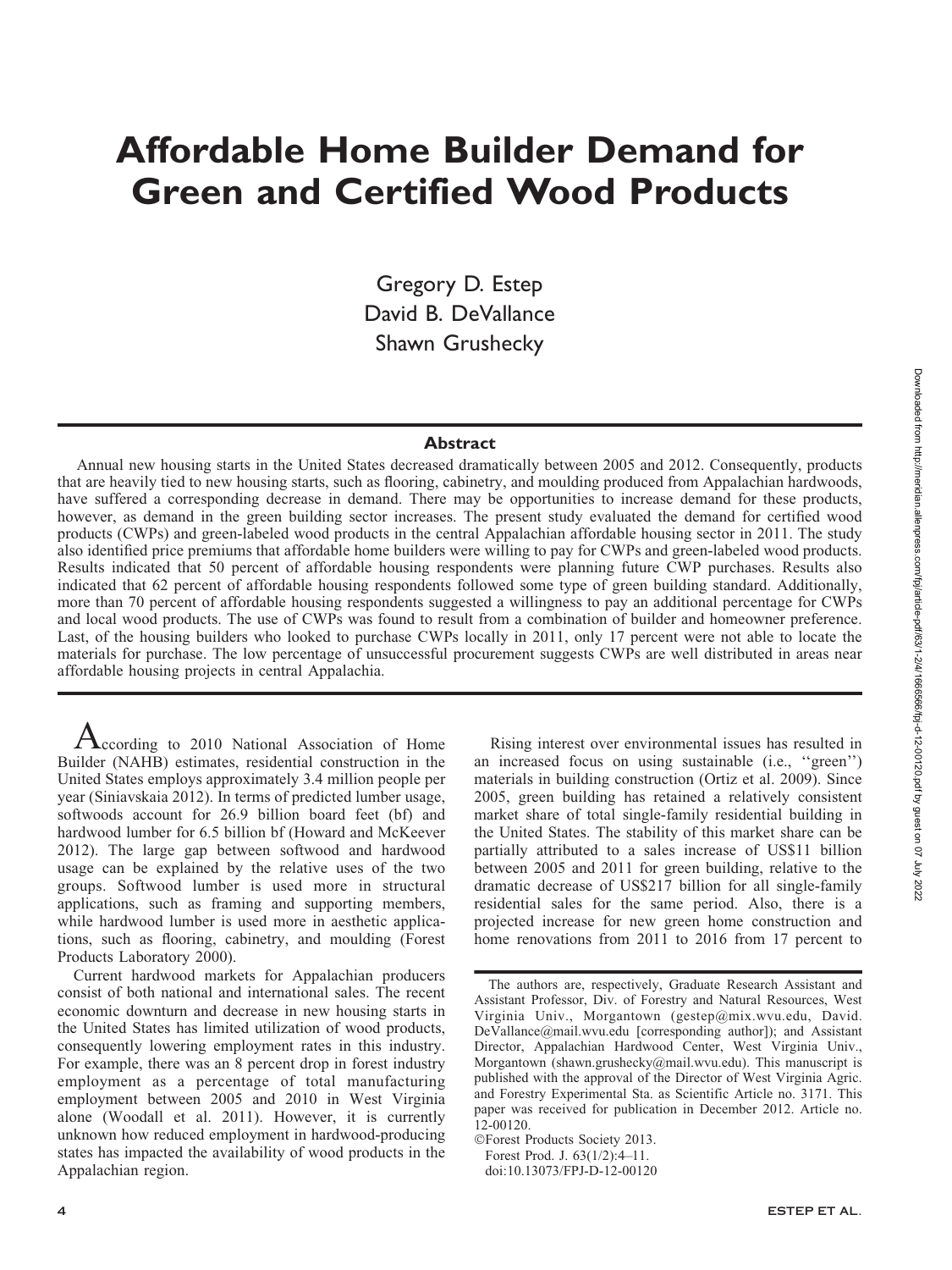# Affordable Home Builder Demand for Green and Certified Wood Products

Gregory D. Estep
David B. DeVallance
Shawn Grushecky

## Abstract

Annual new housing starts in the United States decreased dramatically between 2005 and 2012. Consequently, products that are heavily tied to new housing starts, such as flooring, cabinetry, and moulding produced from Appalachian hardwoods, have suffered a corresponding decrease in demand. There may be opportunities to increase demand for these products, however, as demand in the green building sector increases. The present study evaluated the demand for certified wood products (CWPs) and green-labeled wood products in the central Appalachian affordable housing sector in 2011. The study also identified price premiums that affordable home builders were willing to pay for CWPs and green-labeled wood products. Results indicated that 50 percent of affordable housing respondents were planning future CWP purchases. Results also indicated that 62 percent of affordable housing respondents followed some type of green building standard. Additionally, more than 70 percent of affordable housing respondents suggested a willingness to pay an additional percentage for CWPs and local wood products. The use of CWPs was found to result from a combination of builder and homeowner preference. Last, of the housing builders who looked to purchase CWPs locally in 2011, only 17 percent were not able to locate the materials for purchase. The low percentage of unsuccessful procurement suggests CWPs are well distributed in areas near affordable housing projects in central Appalachia.

According to 2010 National Association of Home Builder (NAHB) estimates, residential construction in the United States employs approximately 3.4 million people per year (Siniavskaia 2012). In terms of predicted lumber usage, softwoods account for 26.9 billion board feet (bf) and hardwood lumber for 6.5 billion bf (Howard and McKeever 2012). The large gap between softwood and hardwood usage can be explained by the relative uses of the two groups. Softwood lumber is used more in structural applications, such as framing and supporting members, while hardwood lumber is used more in aesthetic applications, such as flooring, cabinetry, and moulding (Forest Products Laboratory 2000).

Current hardwood markets for Appalachian producers consist of both national and international sales. The recent economic downturn and decrease in new housing starts in the United States has limited utilization of wood products, consequently lowering employment rates in this industry. For example, there was an 8 percent drop in forest industry employment as a percentage of total manufacturing employment between 2005 and 2010 in West Virginia alone (Woodall et al. 2011). However, it is currently unknown how reduced employment in hardwood-producing states has impacted the availability of wood products in the Appalachian region.

Rising interest over environmental issues has resulted in an increased focus on using sustainable (i.e., ''green'') materials in building construction (Ortiz et al. 2009). Since 2005, green building has retained a relatively consistent market share of total single-family residential building in the United States. The stability of this market share can be partially attributed to a sales increase of US$11 billion between 2005 and 2011 for green building, relative to the dramatic decrease of US$217 billion for all single-family residential sales for the same period. Also, there is a projected increase for new green home construction and home renovations from 2011 to 2016 from 17 percent to

The authors are, respectively, Graduate Research Assistant and Assistant Professor, Div. of Forestry and Natural Resources, West Virginia Univ., Morgantown (gestep@mix.wvu.edu, David.DeVallance@mail.wvu.edu [corresponding author]); and Assistant Director, Appalachian Hardwood Center, West Virginia Univ., Morgantown (shawn.grushecky@mail.wvu.edu). This manuscript is published with the approval of the Director of West Virginia Agric. and Forestry Experimental Sta. as Scientific Article no. 3171. This paper was received for publication in December 2012. Article no. 12-00120.

©Forest Products Society 2013.
Forest Prod. J. 63(1/2):4–11.
doi:10.13073/FPJ-D-12-00120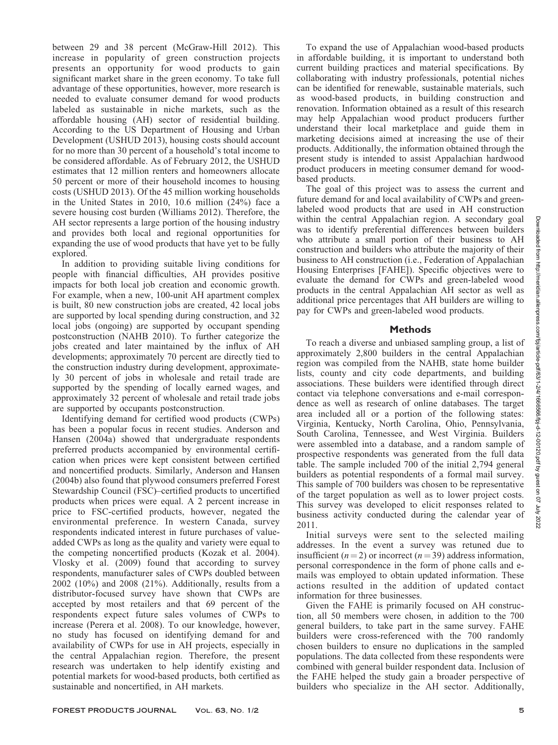between 29 and 38 percent (McGraw-Hill 2012). This increase in popularity of green construction projects presents an opportunity for wood products to gain significant market share in the green economy. To take full advantage of these opportunities, however, more research is needed to evaluate consumer demand for wood products labeled as sustainable in niche markets, such as the affordable housing (AH) sector of residential building. According to the US Department of Housing and Urban Development (USHUD 2013), housing costs should account for no more than 30 percent of a household's total income to be considered affordable. As of February 2012, the USHUD estimates that 12 million renters and homeowners allocate 50 percent or more of their household incomes to housing costs (USHUD 2013). Of the 45 million working households in the United States in 2010, 10.6 million (24%) face a severe housing cost burden (Williams 2012). Therefore, the AH sector represents a large portion of the housing industry and provides both local and regional opportunities for expanding the use of wood products that have yet to be fully explored.

In addition to providing suitable living conditions for people with financial difficulties, AH provides positive impacts for both local job creation and economic growth. For example, when a new, 100-unit AH apartment complex is built, 80 new construction jobs are created, 42 local jobs are supported by local spending during construction, and 32 local jobs (ongoing) are supported by occupant spending postconstruction (NAHB 2010). To further categorize the jobs created and later maintained by the influx of AH developments; approximately 70 percent are directly tied to the construction industry during development, approximately 30 percent of jobs in wholesale and retail trade are supported by the spending of locally earned wages, and approximately 32 percent of wholesale and retail trade jobs are supported by occupants postconstruction.

Identifying demand for certified wood products (CWPs) has been a popular focus in recent studies. Anderson and Hansen (2004a) showed that undergraduate respondents preferred products accompanied by environmental certification when prices were kept consistent between certified and noncertified products. Similarly, Anderson and Hansen (2004b) also found that plywood consumers preferred Forest Stewardship Council (FSC)–certified products to uncertified products when prices were equal. A 2 percent increase in price to FSC-certified products, however, negated the environmental preference. In western Canada, survey respondents indicated interest in future purchases of value-added CWPs as long as the quality and variety were equal to the competing noncertified products (Kozak et al. 2004). Vlosky et al. (2009) found that according to survey respondents, manufacturer sales of CWPs doubled between 2002 (10%) and 2008 (21%). Additionally, results from a distributor-focused survey have shown that CWPs are accepted by most retailers and that 69 percent of the respondents expect future sales volumes of CWPs to increase (Perera et al. 2008). To our knowledge, however, no study has focused on identifying demand for and availability of CWPs for use in AH projects, especially in the central Appalachian region. Therefore, the present research was undertaken to help identify existing and potential markets for wood-based products, both certified as sustainable and noncertified, in AH markets.

To expand the use of Appalachian wood-based products in affordable building, it is important to understand both current building practices and material specifications. By collaborating with industry professionals, potential niches can be identified for renewable, sustainable materials, such as wood-based products, in building construction and renovation. Information obtained as a result of this research may help Appalachian wood product producers further understand their local marketplace and guide them in marketing decisions aimed at increasing the use of their products. Additionally, the information obtained through the present study is intended to assist Appalachian hardwood product producers in meeting consumer demand for wood-based products.

The goal of this project was to assess the current and future demand for and local availability of CWPs and green-labeled wood products that are used in AH construction within the central Appalachian region. A secondary goal was to identify preferential differences between builders who attribute a small portion of their business to AH construction and builders who attribute the majority of their business to AH construction (i.e., Federation of Appalachian Housing Enterprises [FAHE]). Specific objectives were to evaluate the demand for CWPs and green-labeled wood products in the central Appalachian AH sector as well as additional price percentages that AH builders are willing to pay for CWPs and green-labeled wood products.

## Methods

To reach a diverse and unbiased sampling group, a list of approximately 2,800 builders in the central Appalachian region was compiled from the NAHB, state home builder lists, county and city code departments, and building associations. These builders were identified through direct contact via telephone conversations and e-mail correspondence as well as research of online databases. The target area included all or a portion of the following states: Virginia, Kentucky, North Carolina, Ohio, Pennsylvania, South Carolina, Tennessee, and West Virginia. Builders were assembled into a database, and a random sample of prospective respondents was generated from the full data table. The sample included 700 of the initial 2,794 general builders as potential respondents of a formal mail survey. This sample of 700 builders was chosen to be representative of the target population as well as to lower project costs. This survey was developed to elicit responses related to business activity conducted during the calendar year of 2011.

Initial surveys were sent to the selected mailing addresses. In the event a survey was retuned due to insufficient ($n = 2$) or incorrect ($n = 39$) address information, personal correspondence in the form of phone calls and e-mails was employed to obtain updated information. These actions resulted in the addition of updated contact information for three businesses.

Given the FAHE is primarily focused on AH construction, all 50 members were chosen, in addition to the 700 general builders, to take part in the same survey. FAHE builders were cross-referenced with the 700 randomly chosen builders to ensure no duplications in the sampled populations. The data collected from these respondents were combined with general builder respondent data. Inclusion of the FAHE helped the study gain a broader perspective of builders who specialize in the AH sector. Additionally,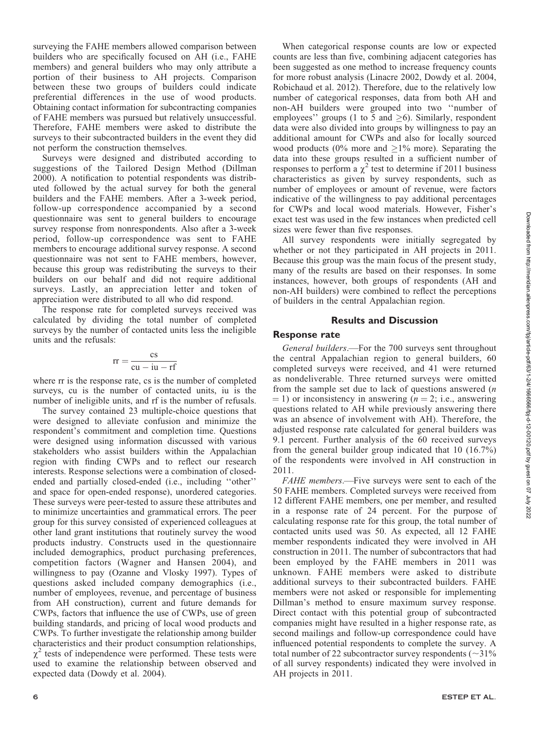surveying the FAHE members allowed comparison between builders who are specifically focused on AH (i.e., FAHE members) and general builders who may only attribute a portion of their business to AH projects. Comparison between these two groups of builders could indicate preferential differences in the use of wood products. Obtaining contact information for subcontracting companies of FAHE members was pursued but relatively unsuccessful. Therefore, FAHE members were asked to distribute the surveys to their subcontracted builders in the event they did not perform the construction themselves.

Surveys were designed and distributed according to suggestions of the Tailored Design Method (Dillman 2000). A notification to potential respondents was distributed followed by the actual survey for both the general builders and the FAHE members. After a 3-week period, follow-up correspondence accompanied by a second questionnaire was sent to general builders to encourage survey response from nonrespondents. Also after a 3-week period, follow-up correspondence was sent to FAHE members to encourage additional survey response. A second questionnaire was not sent to FAHE members, however, because this group was redistributing the surveys to their builders on our behalf and did not require additional surveys. Lastly, an appreciation letter and token of appreciation were distributed to all who did respond.

The response rate for completed surveys received was calculated by dividing the total number of completed surveys by the number of contacted units less the ineligible units and the refusals:

$$\mathrm{rr} = \frac{\mathrm{cs}}{\mathrm{cu} - \mathrm{iu} - \mathrm{rf}}$$

where rr is the response rate, cs is the number of completed surveys, cu is the number of contacted units, iu is the number of ineligible units, and rf is the number of refusals.

The survey contained 23 multiple-choice questions that were designed to alleviate confusion and minimize the respondent's commitment and completion time. Questions were designed using information discussed with various stakeholders who assist builders within the Appalachian region with finding CWPs and to reflect our research interests. Response selections were a combination of closed-ended and partially closed-ended (i.e., including ''other'' and space for open-ended response), unordered categories. These surveys were peer-tested to assure these attributes and to minimize uncertainties and grammatical errors. The peer group for this survey consisted of experienced colleagues at other land grant institutions that routinely survey the wood products industry. Constructs used in the questionnaire included demographics, product purchasing preferences, competition factors (Wagner and Hansen 2004), and willingness to pay (Ozanne and Vlosky 1997). Types of questions asked included company demographics (i.e., number of employees, revenue, and percentage of business from AH construction), current and future demands for CWPs, factors that influence the use of CWPs, use of green building standards, and pricing of local wood products and CWPs. To further investigate the relationship among builder characteristics and their product consumption relationships, $\chi^2$ tests of independence were performed. These tests were used to examine the relationship between observed and expected data (Dowdy et al. 2004).

When categorical response counts are low or expected counts are less than five, combining adjacent categories has been suggested as one method to increase frequency counts for more robust analysis (Linacre 2002, Dowdy et al. 2004, Robichaud et al. 2012). Therefore, due to the relatively low number of categorical responses, data from both AH and non-AH builders were grouped into two ''number of employees'' groups (1 to 5 and $\geq$6). Similarly, respondent data were also divided into groups by willingness to pay an additional amount for CWPs and also for locally sourced wood products (0% more and $\geq$1% more). Separating the data into these groups resulted in a sufficient number of responses to perform a $\chi^2$ test to determine if 2011 business characteristics as given by survey respondents, such as number of employees or amount of revenue, were factors indicative of the willingness to pay additional percentages for CWPs and local wood materials. However, Fisher's exact test was used in the few instances when predicted cell sizes were fewer than five responses.

All survey respondents were initially segregated by whether or not they participated in AH projects in 2011. Because this group was the main focus of the present study, many of the results are based on their responses. In some instances, however, both groups of respondents (AH and non-AH builders) were combined to reflect the perceptions of builders in the central Appalachian region.

## Results and Discussion

### Response rate

*General builders*.—For the 700 surveys sent throughout the central Appalachian region to general builders, 60 completed surveys were received, and 41 were returned as nondeliverable. Three returned surveys were omitted from the sample set due to lack of questions answered ($n = 1$) or inconsistency in answering ($n = 2$; i.e., answering questions related to AH while previously answering there was an absence of involvement with AH). Therefore, the adjusted response rate calculated for general builders was 9.1 percent. Further analysis of the 60 received surveys from the general builder group indicated that 10 (16.7%) of the respondents were involved in AH construction in 2011.

*FAHE members*.—Five surveys were sent to each of the 50 FAHE members. Completed surveys were received from 12 different FAHE members, one per member, and resulted in a response rate of 24 percent. For the purpose of calculating response rate for this group, the total number of contacted units used was 50. As expected, all 12 FAHE member respondents indicated they were involved in AH construction in 2011. The number of subcontractors that had been employed by the FAHE members in 2011 was unknown. FAHE members were asked to distribute additional surveys to their subcontracted builders. FAHE members were not asked or responsible for implementing Dillman's method to ensure maximum survey response. Direct contact with this potential group of subcontracted companies might have resulted in a higher response rate, as second mailings and follow-up correspondence could have influenced potential respondents to complete the survey. A total number of 22 subcontractor survey respondents ($\sim$31% of all survey respondents) indicated they were involved in AH projects in 2011.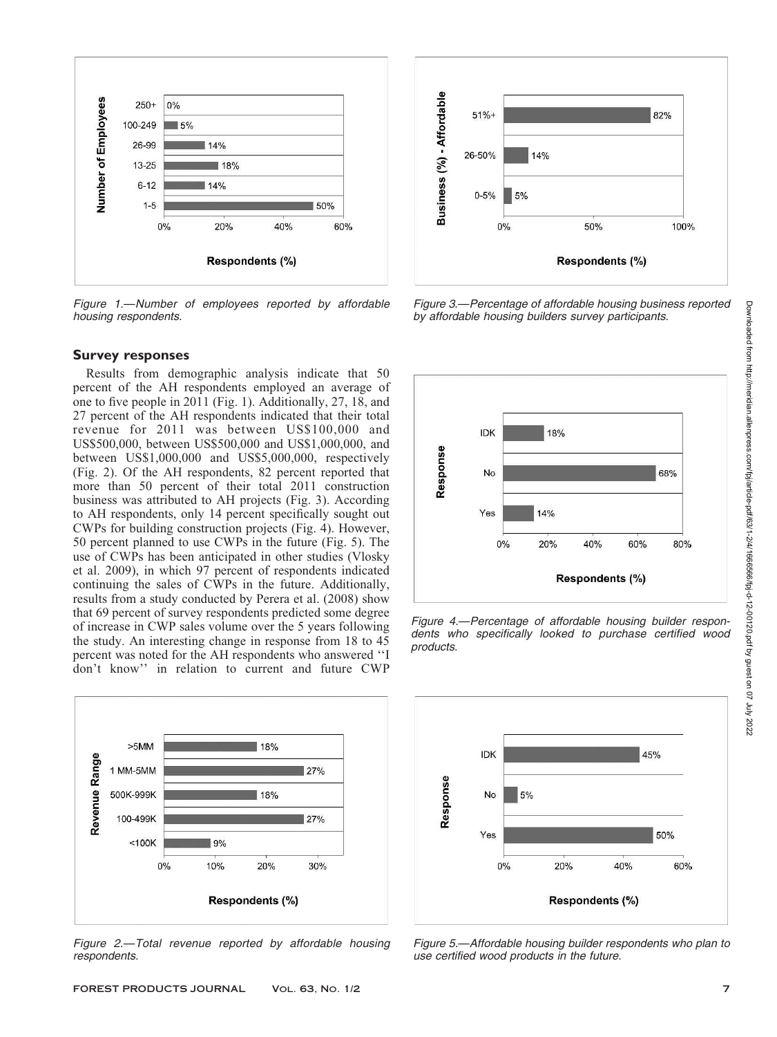Figure 1.—Number of employees reported by affordable housing respondents.

Figure 3.—Percentage of affordable housing business reported by affordable housing builders survey participants.

## Survey responses

Results from demographic analysis indicate that 50 percent of the AH respondents employed an average of one to five people in 2011 (Fig. 1). Additionally, 27, 18, and 27 percent of the AH respondents indicated that their total revenue for 2011 was between US$100,000 and US$500,000, between US$500,000 and US$1,000,000, and between US$1,000,000 and US$5,000,000, respectively (Fig. 2). Of the AH respondents, 82 percent reported that more than 50 percent of their total 2011 construction business was attributed to AH projects (Fig. 3). According to AH respondents, only 14 percent specifically sought out CWPs for building construction projects (Fig. 4). However, 50 percent planned to use CWPs in the future (Fig. 5). The use of CWPs has been anticipated in other studies (Vlosky et al. 2009), in which 97 percent of respondents indicated continuing the sales of CWPs in the future. Additionally, results from a study conducted by Perera et al. (2008) show that 69 percent of survey respondents predicted some degree of increase in CWP sales volume over the 5 years following the study. An interesting change in response from 18 to 45 percent was noted for the AH respondents who answered ''I don't know'' in relation to current and future CWP

Figure 4.—Percentage of affordable housing builder respondents who specifically looked to purchase certified wood products.

Figure 2.—Total revenue reported by affordable housing respondents.

Figure 5.—Affordable housing builder respondents who plan to use certified wood products in the future.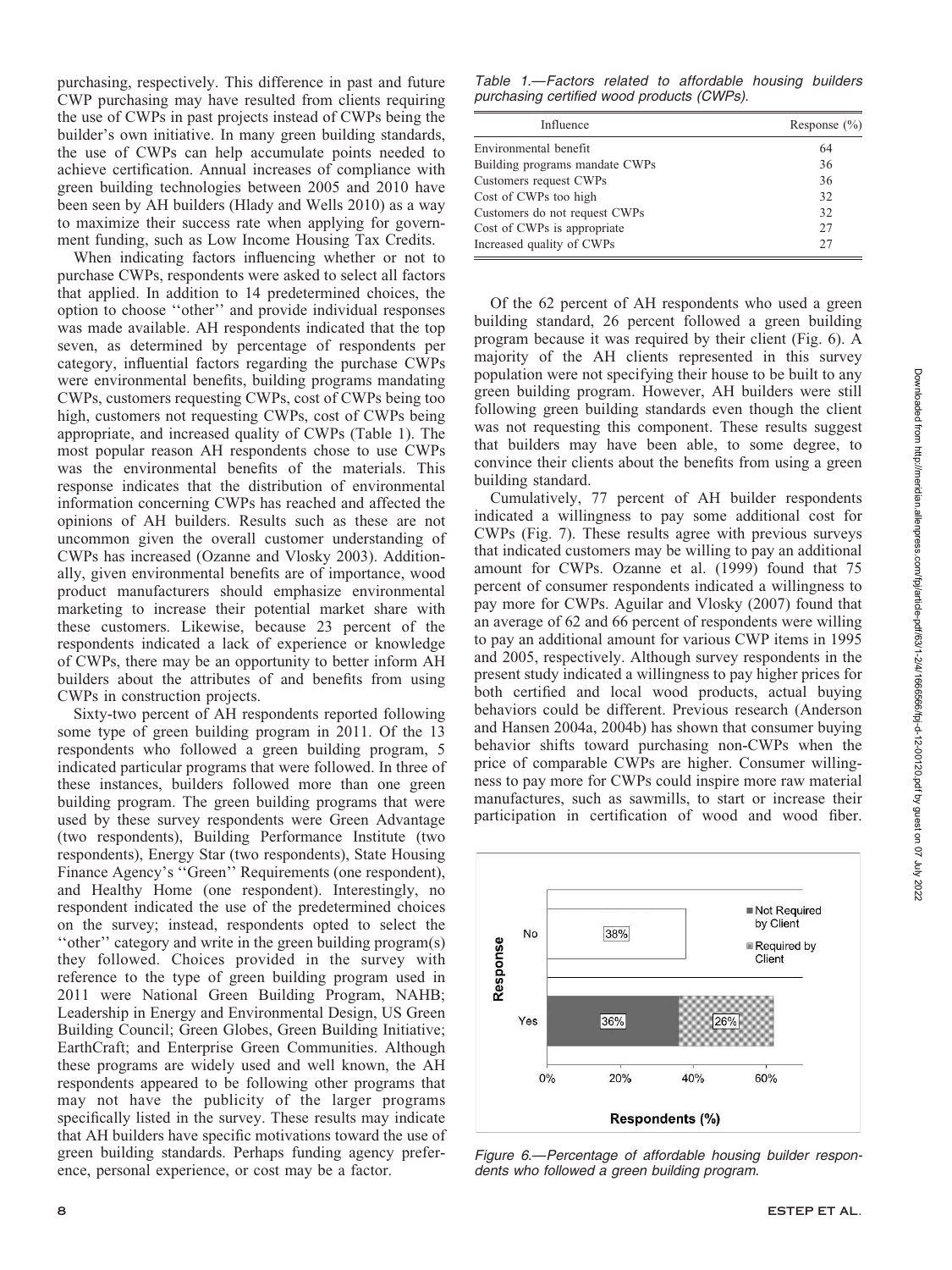purchasing, respectively. This difference in past and future CWP purchasing may have resulted from clients requiring the use of CWPs in past projects instead of CWPs being the builder's own initiative. In many green building standards, the use of CWPs can help accumulate points needed to achieve certification. Annual increases of compliance with green building technologies between 2005 and 2010 have been seen by AH builders (Hlady and Wells 2010) as a way to maximize their success rate when applying for government funding, such as Low Income Housing Tax Credits.

When indicating factors influencing whether or not to purchase CWPs, respondents were asked to select all factors that applied. In addition to 14 predetermined choices, the option to choose ''other'' and provide individual responses was made available. AH respondents indicated that the top seven, as determined by percentage of respondents per category, influential factors regarding the purchase CWPs were environmental benefits, building programs mandating CWPs, customers requesting CWPs, cost of CWPs being too high, customers not requesting CWPs, cost of CWPs being appropriate, and increased quality of CWPs (Table 1). The most popular reason AH respondents chose to use CWPs was the environmental benefits of the materials. This response indicates that the distribution of environmental information concerning CWPs has reached and affected the opinions of AH builders. Results such as these are not uncommon given the overall customer understanding of CWPs has increased (Ozanne and Vlosky 2003). Additionally, given environmental benefits are of importance, wood product manufacturers should emphasize environmental marketing to increase their potential market share with these customers. Likewise, because 23 percent of the respondents indicated a lack of experience or knowledge of CWPs, there may be an opportunity to better inform AH builders about the attributes of and benefits from using CWPs in construction projects.

Sixty-two percent of AH respondents reported following some type of green building program in 2011. Of the 13 respondents who followed a green building program, 5 indicated particular programs that were followed. In three of these instances, builders followed more than one green building program. The green building programs that were used by these survey respondents were Green Advantage (two respondents), Building Performance Institute (two respondents), Energy Star (two respondents), State Housing Finance Agency's ''Green'' Requirements (one respondent), and Healthy Home (one respondent). Interestingly, no respondent indicated the use of the predetermined choices on the survey; instead, respondents opted to select the ''other'' category and write in the green building program(s) they followed. Choices provided in the survey with reference to the type of green building program used in 2011 were National Green Building Program, NAHB; Leadership in Energy and Environmental Design, US Green Building Council; Green Globes, Green Building Initiative; EarthCraft; and Enterprise Green Communities. Although these programs are widely used and well known, the AH respondents appeared to be following other programs that may not have the publicity of the larger programs specifically listed in the survey. These results may indicate that AH builders have specific motivations toward the use of green building standards. Perhaps funding agency preference, personal experience, or cost may be a factor.

*Table 1.—Factors related to affordable housing builders purchasing certified wood products (CWPs).*

| Influence | Response (%) |
|---|---|
| Environmental benefit | 64 |
| Building programs mandate CWPs | 36 |
| Customers request CWPs | 36 |
| Cost of CWPs too high | 32 |
| Customers do not request CWPs | 32 |
| Cost of CWPs is appropriate | 27 |
| Increased quality of CWPs | 27 |

Of the 62 percent of AH respondents who used a green building standard, 26 percent followed a green building program because it was required by their client (Fig. 6). A majority of the AH clients represented in this survey population were not specifying their house to be built to any green building program. However, AH builders were still following green building standards even though the client was not requesting this component. These results suggest that builders may have been able, to some degree, to convince their clients about the benefits from using a green building standard.

Cumulatively, 77 percent of AH builder respondents indicated a willingness to pay some additional cost for CWPs (Fig. 7). These results agree with previous surveys that indicated customers may be willing to pay an additional amount for CWPs. Ozanne et al. (1999) found that 75 percent of consumer respondents indicated a willingness to pay more for CWPs. Aguilar and Vlosky (2007) found that an average of 62 and 66 percent of respondents were willing to pay an additional amount for various CWP items in 1995 and 2005, respectively. Although survey respondents in the present study indicated a willingness to pay higher prices for both certified and local wood products, actual buying behaviors could be different. Previous research (Anderson and Hansen 2004a, 2004b) has shown that consumer buying behavior shifts toward purchasing non-CWPs when the price of comparable CWPs are higher. Consumer willingness to pay more for CWPs could inspire more raw material manufactures, such as sawmills, to start or increase their participation in certification of wood and wood fiber.

*Figure 6.—Percentage of affordable housing builder respondents who followed a green building program.*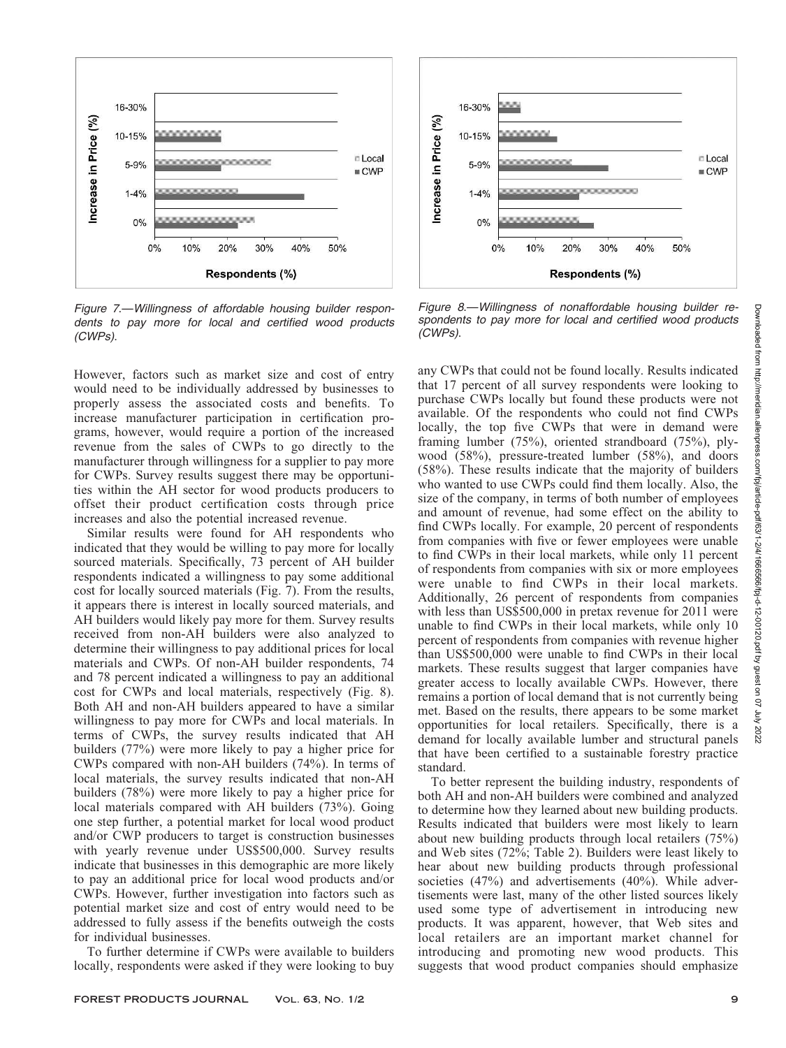Figure 7.—Willingness of affordable housing builder respondents to pay more for local and certified wood products (CWPs).

Figure 8.—Willingness of nonaffordable housing builder respondents to pay more for local and certified wood products (CWPs).

However, factors such as market size and cost of entry would need to be individually addressed by businesses to properly assess the associated costs and benefits. To increase manufacturer participation in certification programs, however, would require a portion of the increased revenue from the sales of CWPs to go directly to the manufacturer through willingness for a supplier to pay more for CWPs. Survey results suggest there may be opportunities within the AH sector for wood products producers to offset their product certification costs through price increases and also the potential increased revenue.

Similar results were found for AH respondents who indicated that they would be willing to pay more for locally sourced materials. Specifically, 73 percent of AH builder respondents indicated a willingness to pay some additional cost for locally sourced materials (Fig. 7). From the results, it appears there is interest in locally sourced materials, and AH builders would likely pay more for them. Survey results received from non-AH builders were also analyzed to determine their willingness to pay additional prices for local materials and CWPs. Of non-AH builder respondents, 74 and 78 percent indicated a willingness to pay an additional cost for CWPs and local materials, respectively (Fig. 8). Both AH and non-AH builders appeared to have a similar willingness to pay more for CWPs and local materials. In terms of CWPs, the survey results indicated that AH builders (77%) were more likely to pay a higher price for CWPs compared with non-AH builders (74%). In terms of local materials, the survey results indicated that non-AH builders (78%) were more likely to pay a higher price for local materials compared with AH builders (73%). Going one step further, a potential market for local wood product and/or CWP producers to target is construction businesses with yearly revenue under US$500,000. Survey results indicate that businesses in this demographic are more likely to pay an additional price for local wood products and/or CWPs. However, further investigation into factors such as potential market size and cost of entry would need to be addressed to fully assess if the benefits outweigh the costs for individual businesses.

To further determine if CWPs were available to builders locally, respondents were asked if they were looking to buy any CWPs that could not be found locally. Results indicated that 17 percent of all survey respondents were looking to purchase CWPs locally but found these products were not available. Of the respondents who could not find CWPs locally, the top five CWPs that were in demand were framing lumber (75%), oriented strandboard (75%), plywood (58%), pressure-treated lumber (58%), and doors (58%). These results indicate that the majority of builders who wanted to use CWPs could find them locally. Also, the size of the company, in terms of both number of employees and amount of revenue, had some effect on the ability to find CWPs locally. For example, 20 percent of respondents from companies with five or fewer employees were unable to find CWPs in their local markets, while only 11 percent of respondents from companies with six or more employees were unable to find CWPs in their local markets. Additionally, 26 percent of respondents from companies with less than US$500,000 in pretax revenue for 2011 were unable to find CWPs in their local markets, while only 10 percent of respondents from companies with revenue higher than US$500,000 were unable to find CWPs in their local markets. These results suggest that larger companies have greater access to locally available CWPs. However, there remains a portion of local demand that is not currently being met. Based on the results, there appears to be some market opportunities for local retailers. Specifically, there is a demand for locally available lumber and structural panels that have been certified to a sustainable forestry practice standard.

To better represent the building industry, respondents of both AH and non-AH builders were combined and analyzed to determine how they learned about new building products. Results indicated that builders were most likely to learn about new building products through local retailers (75%) and Web sites (72%; Table 2). Builders were least likely to hear about new building products through professional societies (47%) and advertisements (40%). While advertisements were last, many of the other listed sources likely used some type of advertisement in introducing new products. It was apparent, however, that Web sites and local retailers are an important market channel for introducing and promoting new wood products. This suggests that wood product companies should emphasize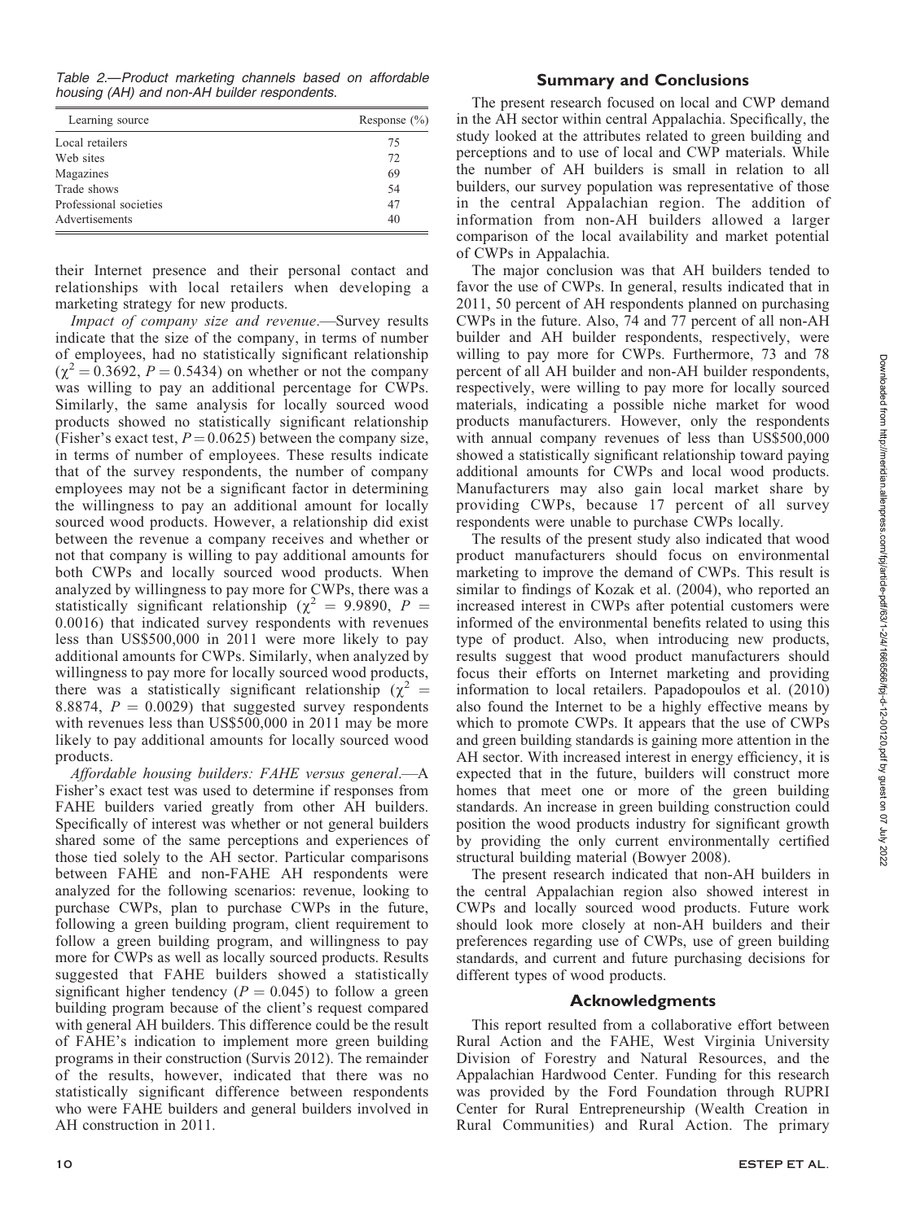Table 2.—Product marketing channels based on affordable housing (AH) and non-AH builder respondents.

| Learning source | Response (%) |
|---|---|
| Local retailers | 75 |
| Web sites | 72 |
| Magazines | 69 |
| Trade shows | 54 |
| Professional societies | 47 |
| Advertisements | 40 |

their Internet presence and their personal contact and relationships with local retailers when developing a marketing strategy for new products.

*Impact of company size and revenue*.—Survey results indicate that the size of the company, in terms of number of employees, had no statistically significant relationship ($\chi^2 = 0.3692$, $P = 0.5434$) on whether or not the company was willing to pay an additional percentage for CWPs. Similarly, the same analysis for locally sourced wood products showed no statistically significant relationship (Fisher's exact test, $P = 0.0625$) between the company size, in terms of number of employees. These results indicate that of the survey respondents, the number of company employees may not be a significant factor in determining the willingness to pay an additional amount for locally sourced wood products. However, a relationship did exist between the revenue a company receives and whether or not that company is willing to pay additional amounts for both CWPs and locally sourced wood products. When analyzed by willingness to pay more for CWPs, there was a statistically significant relationship ($\chi^2 = 9.9890$, $P = 0.0016$) that indicated survey respondents with revenues less than US$500,000 in 2011 were more likely to pay additional amounts for CWPs. Similarly, when analyzed by willingness to pay more for locally sourced wood products, there was a statistically significant relationship ($\chi^2 = 8.8874$, $P = 0.0029$) that suggested survey respondents with revenues less than US$500,000 in 2011 may be more likely to pay additional amounts for locally sourced wood products.

*Affordable housing builders: FAHE versus general*.—A Fisher's exact test was used to determine if responses from FAHE builders varied greatly from other AH builders. Specifically of interest was whether or not general builders shared some of the same perceptions and experiences of those tied solely to the AH sector. Particular comparisons between FAHE and non-FAHE AH respondents were analyzed for the following scenarios: revenue, looking to purchase CWPs, plan to purchase CWPs in the future, following a green building program, client requirement to follow a green building program, and willingness to pay more for CWPs as well as locally sourced products. Results suggested that FAHE builders showed a statistically significant higher tendency ($P = 0.045$) to follow a green building program because of the client's request compared with general AH builders. This difference could be the result of FAHE's indication to implement more green building programs in their construction (Survis 2012). The remainder of the results, however, indicated that there was no statistically significant difference between respondents who were FAHE builders and general builders involved in AH construction in 2011.

## Summary and Conclusions

The present research focused on local and CWP demand in the AH sector within central Appalachia. Specifically, the study looked at the attributes related to green building and perceptions and to use of local and CWP materials. While the number of AH builders is small in relation to all builders, our survey population was representative of those in the central Appalachian region. The addition of information from non-AH builders allowed a larger comparison of the local availability and market potential of CWPs in Appalachia.

The major conclusion was that AH builders tended to favor the use of CWPs. In general, results indicated that in 2011, 50 percent of AH respondents planned on purchasing CWPs in the future. Also, 74 and 77 percent of all non-AH builder and AH builder respondents, respectively, were willing to pay more for CWPs. Furthermore, 73 and 78 percent of all AH builder and non-AH builder respondents, respectively, were willing to pay more for locally sourced materials, indicating a possible niche market for wood products manufacturers. However, only the respondents with annual company revenues of less than US$500,000 showed a statistically significant relationship toward paying additional amounts for CWPs and local wood products. Manufacturers may also gain local market share by providing CWPs, because 17 percent of all survey respondents were unable to purchase CWPs locally.

The results of the present study also indicated that wood product manufacturers should focus on environmental marketing to improve the demand of CWPs. This result is similar to findings of Kozak et al. (2004), who reported an increased interest in CWPs after potential customers were informed of the environmental benefits related to using this type of product. Also, when introducing new products, results suggest that wood product manufacturers should focus their efforts on Internet marketing and providing information to local retailers. Papadopoulos et al. (2010) also found the Internet to be a highly effective means by which to promote CWPs. It appears that the use of CWPs and green building standards is gaining more attention in the AH sector. With increased interest in energy efficiency, it is expected that in the future, builders will construct more homes that meet one or more of the green building standards. An increase in green building construction could position the wood products industry for significant growth by providing the only current environmentally certified structural building material (Bowyer 2008).

The present research indicated that non-AH builders in the central Appalachian region also showed interest in CWPs and locally sourced wood products. Future work should look more closely at non-AH builders and their preferences regarding use of CWPs, use of green building standards, and current and future purchasing decisions for different types of wood products.

## Acknowledgments

This report resulted from a collaborative effort between Rural Action and the FAHE, West Virginia University Division of Forestry and Natural Resources, and the Appalachian Hardwood Center. Funding for this research was provided by the Ford Foundation through RUPRI Center for Rural Entrepreneurship (Wealth Creation in Rural Communities) and Rural Action. The primary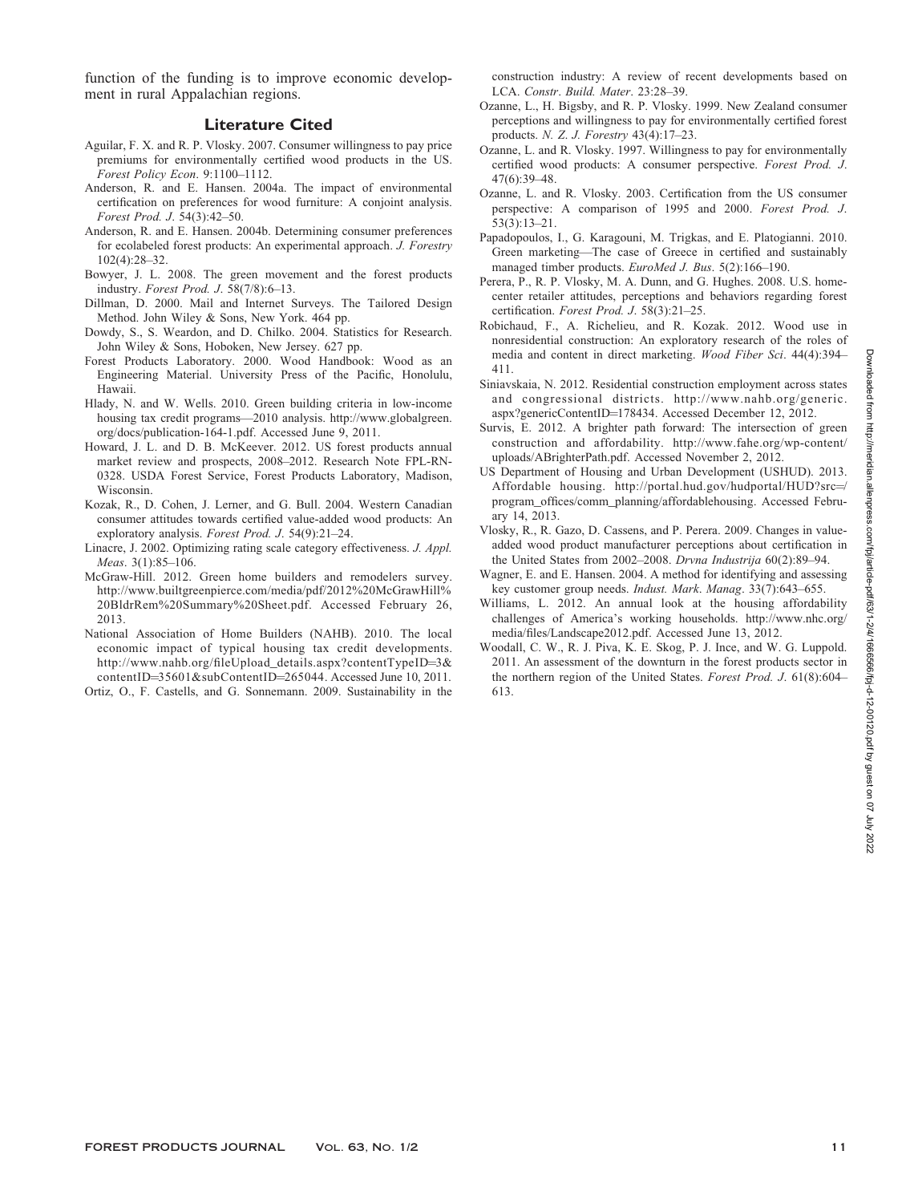function of the funding is to improve economic development in rural Appalachian regions.

## Literature Cited

Aguilar, F. X. and R. P. Vlosky. 2007. Consumer willingness to pay price premiums for environmentally certified wood products in the US. *Forest Policy Econ*. 9:1100–1112.

Anderson, R. and E. Hansen. 2004a. The impact of environmental certification on preferences for wood furniture: A conjoint analysis. *Forest Prod. J*. 54(3):42–50.

Anderson, R. and E. Hansen. 2004b. Determining consumer preferences for ecolabeled forest products: An experimental approach. *J. Forestry* 102(4):28–32.

Bowyer, J. L. 2008. The green movement and the forest products industry. *Forest Prod. J*. 58(7/8):6–13.

Dillman, D. 2000. Mail and Internet Surveys. The Tailored Design Method. John Wiley & Sons, New York. 464 pp.

Dowdy, S., S. Weardon, and D. Chilko. 2004. Statistics for Research. John Wiley & Sons, Hoboken, New Jersey. 627 pp.

Forest Products Laboratory. 2000. Wood Handbook: Wood as an Engineering Material. University Press of the Pacific, Honolulu, Hawaii.

Hlady, N. and W. Wells. 2010. Green building criteria in low-income housing tax credit programs—2010 analysis. http://www.globalgreen.org/docs/publication-164-1.pdf. Accessed June 9, 2011.

Howard, J. L. and D. B. McKeever. 2012. US forest products annual market review and prospects, 2008–2012. Research Note FPL-RN-0328. USDA Forest Service, Forest Products Laboratory, Madison, Wisconsin.

Kozak, R., D. Cohen, J. Lerner, and G. Bull. 2004. Western Canadian consumer attitudes towards certified value-added wood products: An exploratory analysis. *Forest Prod. J*. 54(9):21–24.

Linacre, J. 2002. Optimizing rating scale category effectiveness. *J. Appl. Meas*. 3(1):85–106.

McGraw-Hill. 2012. Green home builders and remodelers survey. http://www.builtgreenpierce.com/media/pdf/2012%20McGrawHill%20BldrRem%20Summary%20Sheet.pdf. Accessed February 26, 2013.

National Association of Home Builders (NAHB). 2010. The local economic impact of typical housing tax credit developments. http://www.nahb.org/fileUpload_details.aspx?contentTypeID=3&contentID=35601&subContentID=265044. Accessed June 10, 2011.

Ortiz, O., F. Castells, and G. Sonnemann. 2009. Sustainability in the construction industry: A review of recent developments based on LCA. *Constr. Build. Mater*. 23:28–39.

Ozanne, L., H. Bigsby, and R. P. Vlosky. 1999. New Zealand consumer perceptions and willingness to pay for environmentally certified forest products. *N. Z. J. Forestry* 43(4):17–23.

Ozanne, L. and R. Vlosky. 1997. Willingness to pay for environmentally certified wood products: A consumer perspective. *Forest Prod. J*. 47(6):39–48.

Ozanne, L. and R. Vlosky. 2003. Certification from the US consumer perspective: A comparison of 1995 and 2000. *Forest Prod. J*. 53(3):13–21.

Papadopoulos, I., G. Karagouni, M. Trigkas, and E. Platogianni. 2010. Green marketing—The case of Greece in certified and sustainably managed timber products. *EuroMed J. Bus*. 5(2):166–190.

Perera, P., R. P. Vlosky, M. A. Dunn, and G. Hughes. 2008. U.S. home-center retailer attitudes, perceptions and behaviors regarding forest certification. *Forest Prod. J*. 58(3):21–25.

Robichaud, F., A. Richelieu, and R. Kozak. 2012. Wood use in nonresidential construction: An exploratory research of the roles of media and content in direct marketing. *Wood Fiber Sci*. 44(4):394–411.

Siniavskaia, N. 2012. Residential construction employment across states and congressional districts. http://www.nahb.org/generic.aspx?genericContentID=178434. Accessed December 12, 2012.

Survis, E. 2012. A brighter path forward: The intersection of green construction and affordability. http://www.fahe.org/wp-content/uploads/ABrighterPath.pdf. Accessed November 2, 2012.

US Department of Housing and Urban Development (USHUD). 2013. Affordable housing. http://portal.hud.gov/hudportal/HUD?src=/program_offices/comm_planning/affordablehousing. Accessed February 14, 2013.

Vlosky, R., R. Gazo, D. Cassens, and P. Perera. 2009. Changes in value-added wood product manufacturer perceptions about certification in the United States from 2002–2008. *Drvna Industrija* 60(2):89–94.

Wagner, E. and E. Hansen. 2004. A method for identifying and assessing key customer group needs. *Indust. Mark. Manag*. 33(7):643–655.

Williams, L. 2012. An annual look at the housing affordability challenges of America's working households. http://www.nhc.org/media/files/Landscape2012.pdf. Accessed June 13, 2012.

Woodall, C. W., R. J. Piva, K. E. Skog, P. J. Ince, and W. G. Luppold. 2011. An assessment of the downturn in the forest products sector in the northern region of the United States. *Forest Prod. J*. 61(8):604–613.